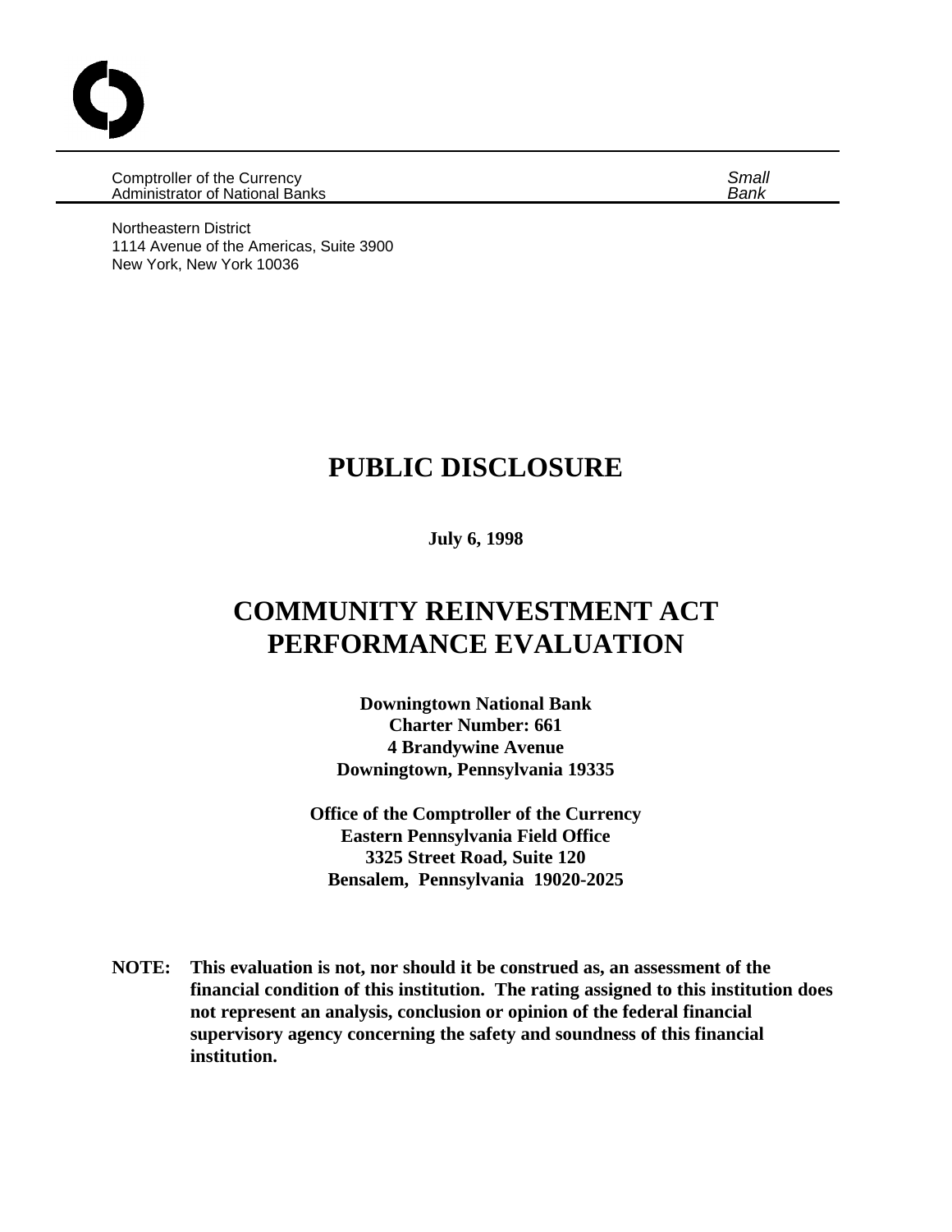Comptroller of the Currency
Administrator of National Banks

*Small Bank*

Northeastern District
1114 Avenue of the Americas, Suite 3900
New York, New York 10036

# PUBLIC DISCLOSURE

**July 6, 1998**

# COMMUNITY REINVESTMENT ACT PERFORMANCE EVALUATION

**Downingtown National Bank**
**Charter Number: 661**
**4 Brandywine Avenue**
**Downingtown, Pennsylvania 19335**

**Office of the Comptroller of the Currency**
**Eastern Pennsylvania Field Office**
**3325 Street Road, Suite 120**
**Bensalem, Pennsylvania 19020-2025**

**NOTE: This evaluation is not, nor should it be construed as, an assessment of the financial condition of this institution. The rating assigned to this institution does not represent an analysis, conclusion or opinion of the federal financial supervisory agency concerning the safety and soundness of this financial institution.**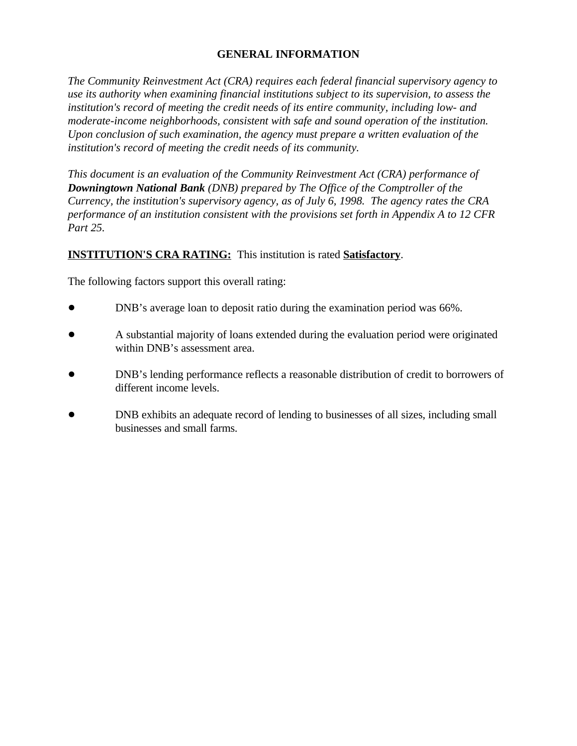# GENERAL INFORMATION

*The Community Reinvestment Act (CRA) requires each federal financial supervisory agency to use its authority when examining financial institutions subject to its supervision, to assess the institution's record of meeting the credit needs of its entire community, including low- and moderate-income neighborhoods, consistent with safe and sound operation of the institution. Upon conclusion of such examination, the agency must prepare a written evaluation of the institution's record of meeting the credit needs of its community.*

*This document is an evaluation of the Community Reinvestment Act (CRA) performance of* ***Downingtown National Bank*** *(DNB) prepared by The Office of the Comptroller of the Currency, the institution's supervisory agency, as of July 6, 1998. The agency rates the CRA performance of an institution consistent with the provisions set forth in Appendix A to 12 CFR Part 25.*

**INSTITUTION'S CRA RATING:** This institution is rated **Satisfactory**.

The following factors support this overall rating:

- DNB's average loan to deposit ratio during the examination period was 66%.
- A substantial majority of loans extended during the evaluation period were originated within DNB's assessment area.
- DNB's lending performance reflects a reasonable distribution of credit to borrowers of different income levels.
- DNB exhibits an adequate record of lending to businesses of all sizes, including small businesses and small farms.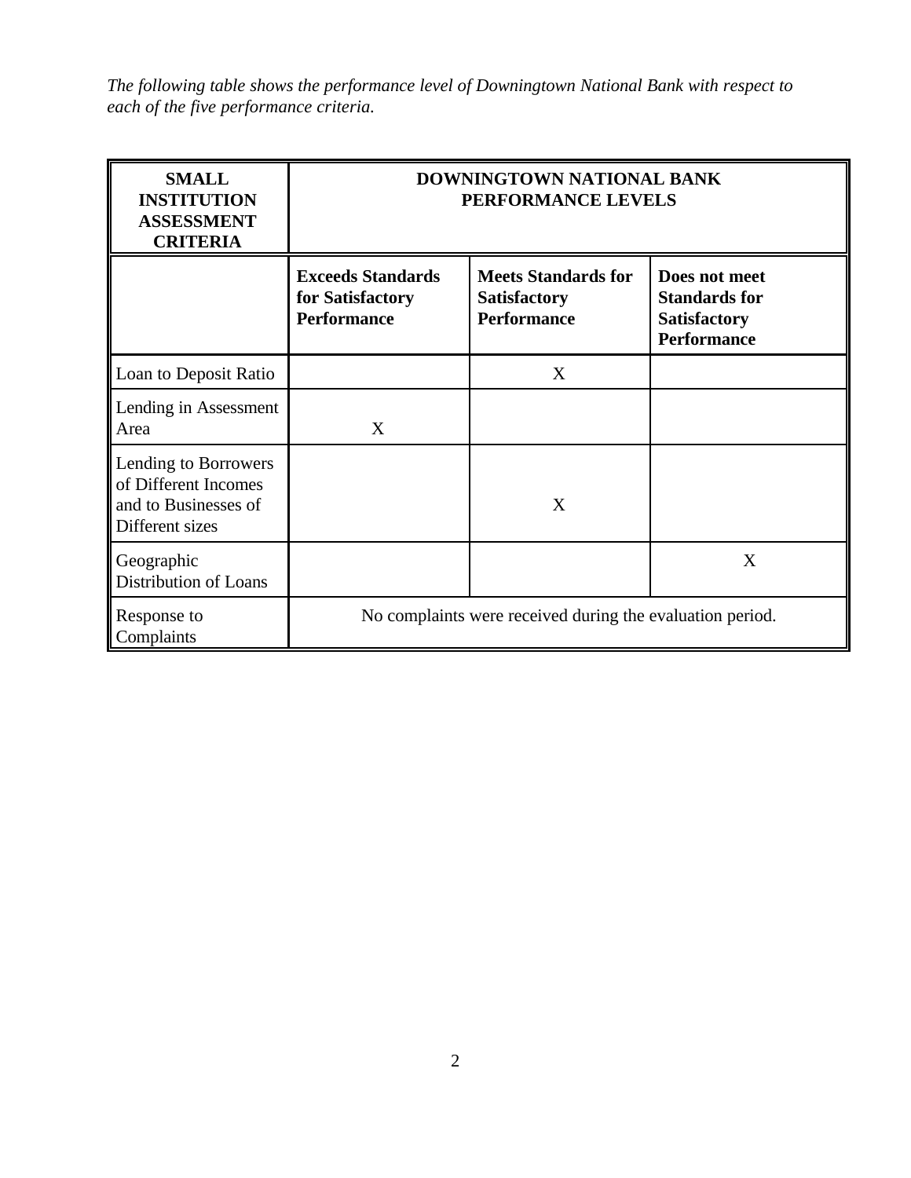*The following table shows the performance level of Downingtown National Bank with respect to each of the five performance criteria.*

| **SMALL INSTITUTION ASSESSMENT CRITERIA** | **DOWNINGTOWN NATIONAL BANK PERFORMANCE LEVELS** | | |
|---|---|---|---|
| | **Exceeds Standards for Satisfactory Performance** | **Meets Standards for Satisfactory Performance** | **Does not meet Standards for Satisfactory Performance** |
| Loan to Deposit Ratio | | X | |
| Lending in Assessment Area | X | | |
| Lending to Borrowers of Different Incomes and to Businesses of Different sizes | | X | |
| Geographic Distribution of Loans | | | X |
| Response to Complaints | No complaints were received during the evaluation period. | | |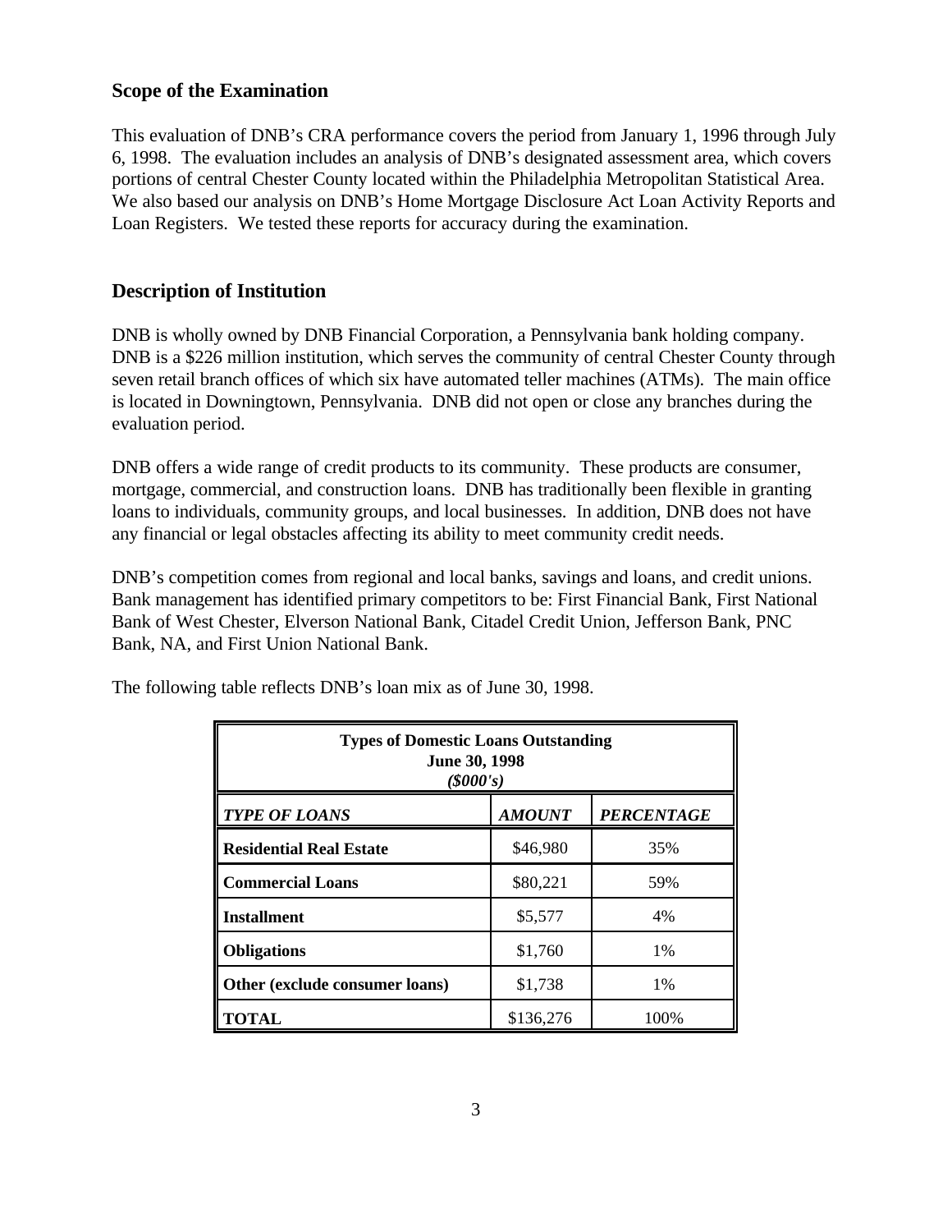## Scope of the Examination

This evaluation of DNB's CRA performance covers the period from January 1, 1996 through July 6, 1998. The evaluation includes an analysis of DNB's designated assessment area, which covers portions of central Chester County located within the Philadelphia Metropolitan Statistical Area. We also based our analysis on DNB's Home Mortgage Disclosure Act Loan Activity Reports and Loan Registers. We tested these reports for accuracy during the examination.

## Description of Institution

DNB is wholly owned by DNB Financial Corporation, a Pennsylvania bank holding company. DNB is a $226 million institution, which serves the community of central Chester County through seven retail branch offices of which six have automated teller machines (ATMs). The main office is located in Downingtown, Pennsylvania. DNB did not open or close any branches during the evaluation period.

DNB offers a wide range of credit products to its community. These products are consumer, mortgage, commercial, and construction loans. DNB has traditionally been flexible in granting loans to individuals, community groups, and local businesses. In addition, DNB does not have any financial or legal obstacles affecting its ability to meet community credit needs.

DNB's competition comes from regional and local banks, savings and loans, and credit unions. Bank management has identified primary competitors to be: First Financial Bank, First National Bank of West Chester, Elverson National Bank, Citadel Credit Union, Jefferson Bank, PNC Bank, NA, and First Union National Bank.

The following table reflects DNB's loan mix as of June 30, 1998.

| **Types of Domestic Loans Outstanding June 30, 1998 *($000's)*** | | |
|---|---|---|
| ***TYPE OF LOANS*** | ***AMOUNT*** | ***PERCENTAGE*** |
| **Residential Real Estate** | $46,980 | 35% |
| **Commercial Loans** | $80,221 | 59% |
| **Installment** | $5,577 | 4% |
| **Obligations** | $1,760 | 1% |
| **Other (exclude consumer loans)** | $1,738 | 1% |
| **TOTAL** | $136,276 | 100% |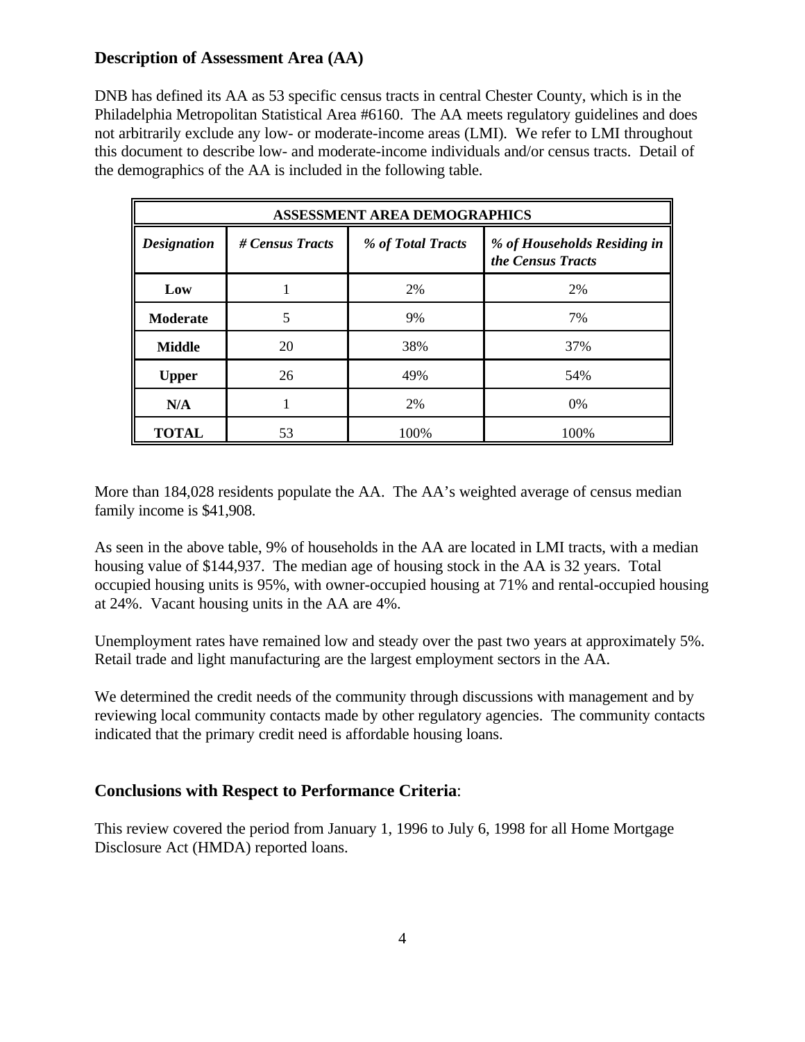### Description of Assessment Area (AA)

DNB has defined its AA as 53 specific census tracts in central Chester County, which is in the Philadelphia Metropolitan Statistical Area #6160. The AA meets regulatory guidelines and does not arbitrarily exclude any low- or moderate-income areas (LMI). We refer to LMI throughout this document to describe low- and moderate-income individuals and/or census tracts. Detail of the demographics of the AA is included in the following table.

| ASSESSMENT AREA DEMOGRAPHICS | | | |
|---|---|---|---|
| ***Designation*** | ***# Census Tracts*** | ***% of Total Tracts*** | ***% of Households Residing in the Census Tracts*** |
| **Low** | 1 | 2% | 2% |
| **Moderate** | 5 | 9% | 7% |
| **Middle** | 20 | 38% | 37% |
| **Upper** | 26 | 49% | 54% |
| **N/A** | 1 | 2% | 0% |
| **TOTAL** | 53 | 100% | 100% |

More than 184,028 residents populate the AA. The AA's weighted average of census median family income is $41,908.

As seen in the above table, 9% of households in the AA are located in LMI tracts, with a median housing value of $144,937. The median age of housing stock in the AA is 32 years. Total occupied housing units is 95%, with owner-occupied housing at 71% and rental-occupied housing at 24%. Vacant housing units in the AA are 4%.

Unemployment rates have remained low and steady over the past two years at approximately 5%. Retail trade and light manufacturing are the largest employment sectors in the AA.

We determined the credit needs of the community through discussions with management and by reviewing local community contacts made by other regulatory agencies. The community contacts indicated that the primary credit need is affordable housing loans.

### Conclusions with Respect to Performance Criteria:

This review covered the period from January 1, 1996 to July 6, 1998 for all Home Mortgage Disclosure Act (HMDA) reported loans.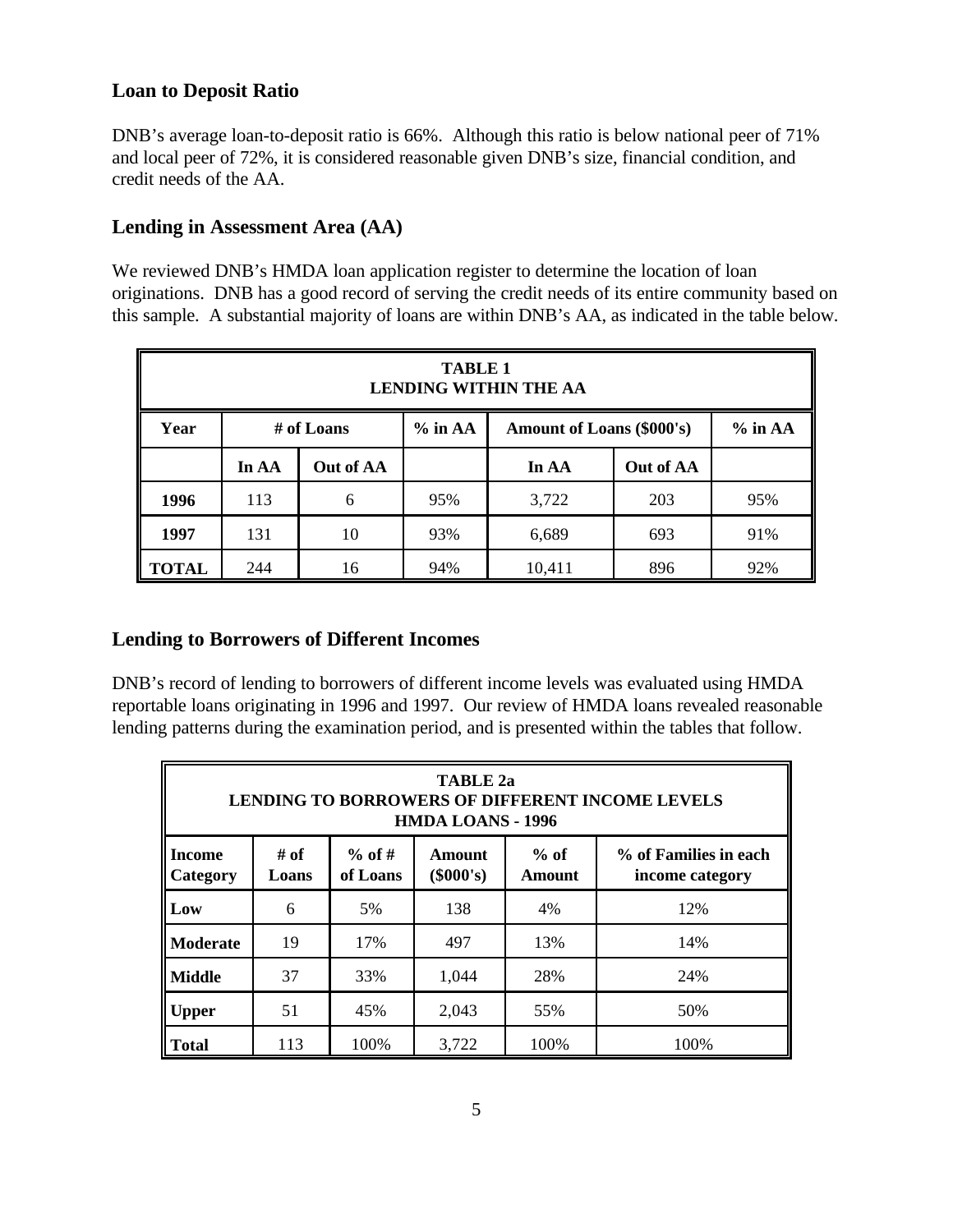## Loan to Deposit Ratio

DNB's average loan-to-deposit ratio is 66%. Although this ratio is below national peer of 71% and local peer of 72%, it is considered reasonable given DNB's size, financial condition, and credit needs of the AA.

## Lending in Assessment Area (AA)

We reviewed DNB's HMDA loan application register to determine the location of loan originations. DNB has a good record of serving the credit needs of its entire community based on this sample. A substantial majority of loans are within DNB's AA, as indicated in the table below.

**TABLE 1**
**LENDING WITHIN THE AA**

| Year | # of Loans | | % in AA | Amount of Loans ($000's) | | % in AA |
|---|---|---|---|---|---|---|
| | In AA | Out of AA | | In AA | Out of AA | |
| **1996** | 113 | 6 | 95% | 3,722 | 203 | 95% |
| **1997** | 131 | 10 | 93% | 6,689 | 693 | 91% |
| **TOTAL** | 244 | 16 | 94% | 10,411 | 896 | 92% |

## Lending to Borrowers of Different Incomes

DNB's record of lending to borrowers of different income levels was evaluated using HMDA reportable loans originating in 1996 and 1997. Our review of HMDA loans revealed reasonable lending patterns during the examination period, and is presented within the tables that follow.

**TABLE 2a**
**LENDING TO BORROWERS OF DIFFERENT INCOME LEVELS**
**HMDA LOANS - 1996**

| Income Category | # of Loans | % of # of Loans | Amount ($000's) | % of Amount | % of Families in each income category |
|---|---|---|---|---|---|
| **Low** | 6 | 5% | 138 | 4% | 12% |
| **Moderate** | 19 | 17% | 497 | 13% | 14% |
| **Middle** | 37 | 33% | 1,044 | 28% | 24% |
| **Upper** | 51 | 45% | 2,043 | 55% | 50% |
| **Total** | 113 | 100% | 3,722 | 100% | 100% |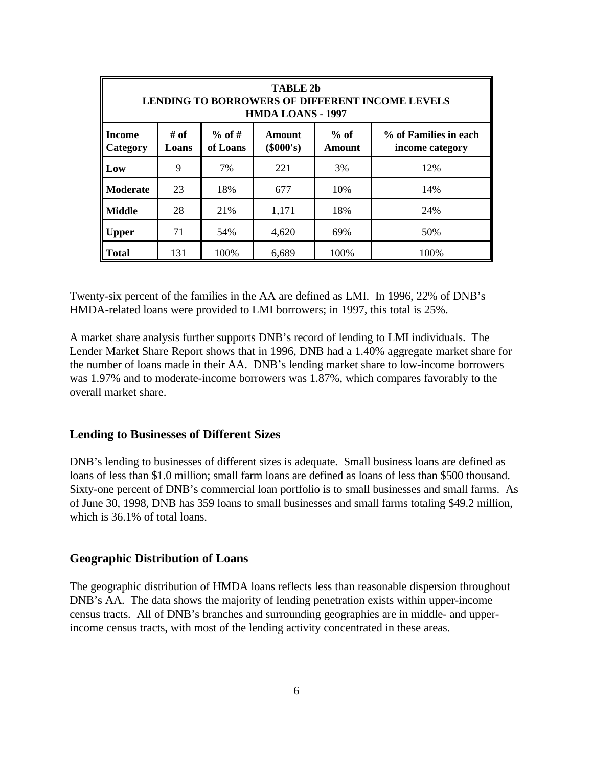| TABLE 2b<br>LENDING TO BORROWERS OF DIFFERENT INCOME LEVELS<br>HMDA LOANS - 1997 | | | | | |
|---|---|---|---|---|---|
| **Income Category** | **# of Loans** | **% of # of Loans** | **Amount ($000's)** | **% of Amount** | **% of Families in each income category** |
| **Low** | 9 | 7% | 221 | 3% | 12% |
| **Moderate** | 23 | 18% | 677 | 10% | 14% |
| **Middle** | 28 | 21% | 1,171 | 18% | 24% |
| **Upper** | 71 | 54% | 4,620 | 69% | 50% |
| **Total** | 131 | 100% | 6,689 | 100% | 100% |

Twenty-six percent of the families in the AA are defined as LMI. In 1996, 22% of DNB's HMDA-related loans were provided to LMI borrowers; in 1997, this total is 25%.

A market share analysis further supports DNB's record of lending to LMI individuals. The Lender Market Share Report shows that in 1996, DNB had a 1.40% aggregate market share for the number of loans made in their AA. DNB's lending market share to low-income borrowers was 1.97% and to moderate-income borrowers was 1.87%, which compares favorably to the overall market share.

### Lending to Businesses of Different Sizes

DNB's lending to businesses of different sizes is adequate. Small business loans are defined as loans of less than $1.0 million; small farm loans are defined as loans of less than $500 thousand. Sixty-one percent of DNB's commercial loan portfolio is to small businesses and small farms. As of June 30, 1998, DNB has 359 loans to small businesses and small farms totaling $49.2 million, which is 36.1% of total loans.

### Geographic Distribution of Loans

The geographic distribution of HMDA loans reflects less than reasonable dispersion throughout DNB's AA. The data shows the majority of lending penetration exists within upper-income census tracts. All of DNB's branches and surrounding geographies are in middle- and upper-income census tracts, with most of the lending activity concentrated in these areas.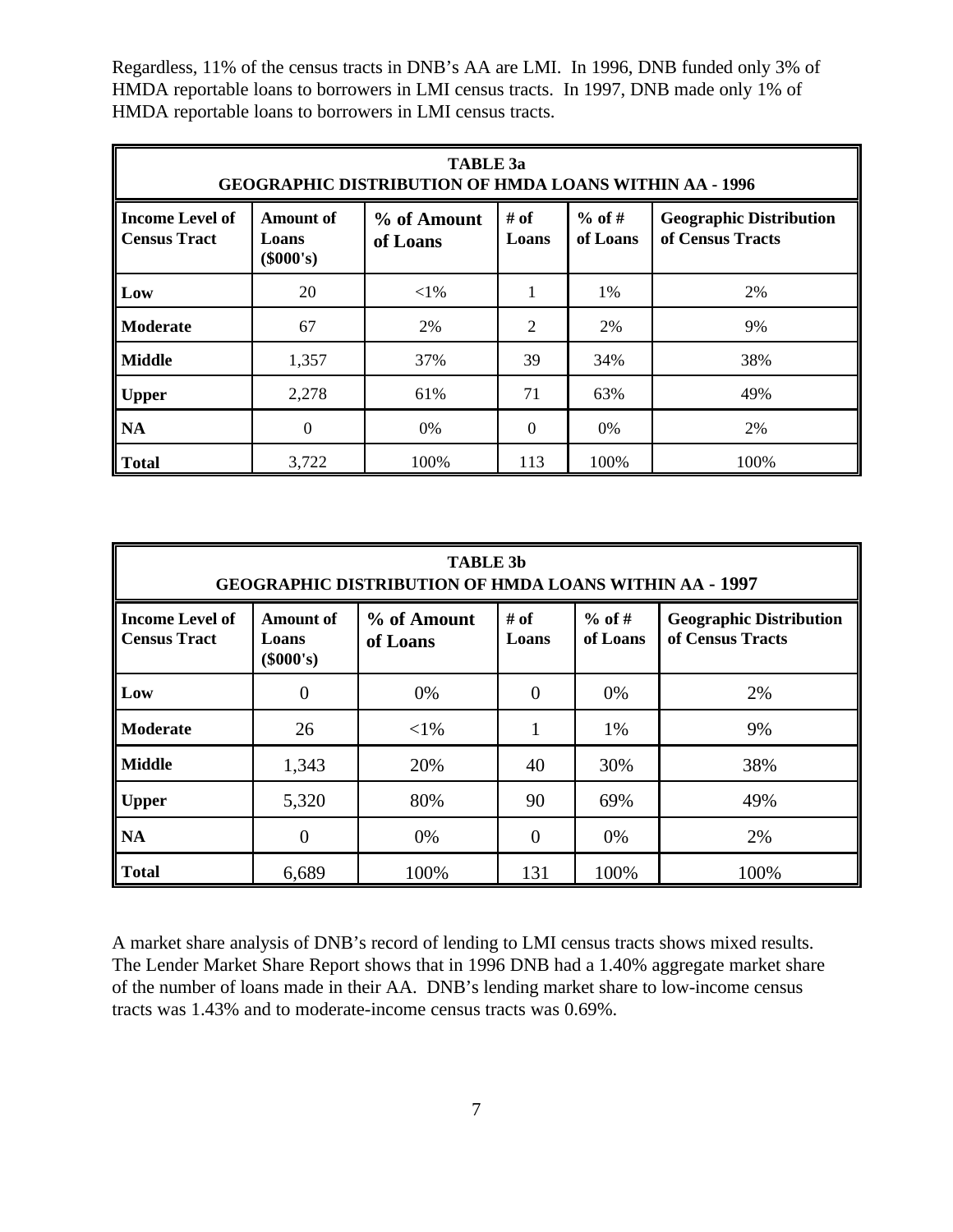Regardless, 11% of the census tracts in DNB's AA are LMI. In 1996, DNB funded only 3% of HMDA reportable loans to borrowers in LMI census tracts. In 1997, DNB made only 1% of HMDA reportable loans to borrowers in LMI census tracts.

**TABLE 3a**
**GEOGRAPHIC DISTRIBUTION OF HMDA LOANS WITHIN AA - 1996**

| Income Level of Census Tract | Amount of Loans ($000's) | % of Amount of Loans | # of Loans | % of # of Loans | Geographic Distribution of Census Tracts |
|---|---|---|---|---|---|
| **Low** | 20 | <1% | 1 | 1% | 2% |
| **Moderate** | 67 | 2% | 2 | 2% | 9% |
| **Middle** | 1,357 | 37% | 39 | 34% | 38% |
| **Upper** | 2,278 | 61% | 71 | 63% | 49% |
| **NA** | 0 | 0% | 0 | 0% | 2% |
| **Total** | 3,722 | 100% | 113 | 100% | 100% |

**TABLE 3b**
**GEOGRAPHIC DISTRIBUTION OF HMDA LOANS WITHIN AA - 1997**

| Income Level of Census Tract | Amount of Loans ($000's) | % of Amount of Loans | # of Loans | % of # of Loans | Geographic Distribution of Census Tracts |
|---|---|---|---|---|---|
| **Low** | 0 | 0% | 0 | 0% | 2% |
| **Moderate** | 26 | <1% | 1 | 1% | 9% |
| **Middle** | 1,343 | 20% | 40 | 30% | 38% |
| **Upper** | 5,320 | 80% | 90 | 69% | 49% |
| **NA** | 0 | 0% | 0 | 0% | 2% |
| **Total** | 6,689 | 100% | 131 | 100% | 100% |

A market share analysis of DNB's record of lending to LMI census tracts shows mixed results. The Lender Market Share Report shows that in 1996 DNB had a 1.40% aggregate market share of the number of loans made in their AA. DNB's lending market share to low-income census tracts was 1.43% and to moderate-income census tracts was 0.69%.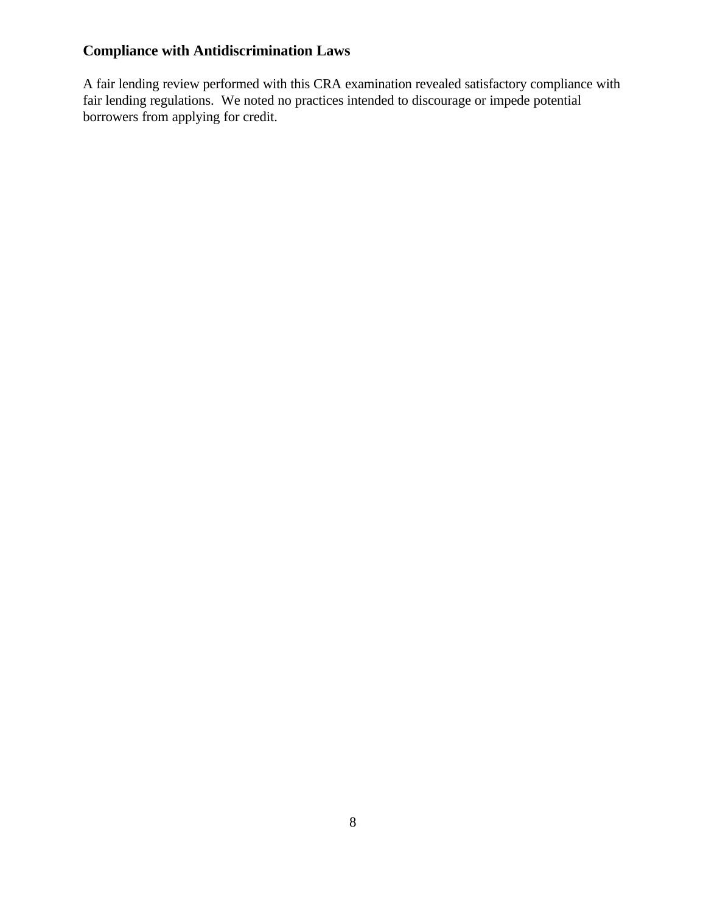## Compliance with Antidiscrimination Laws

A fair lending review performed with this CRA examination revealed satisfactory compliance with fair lending regulations. We noted no practices intended to discourage or impede potential borrowers from applying for credit.